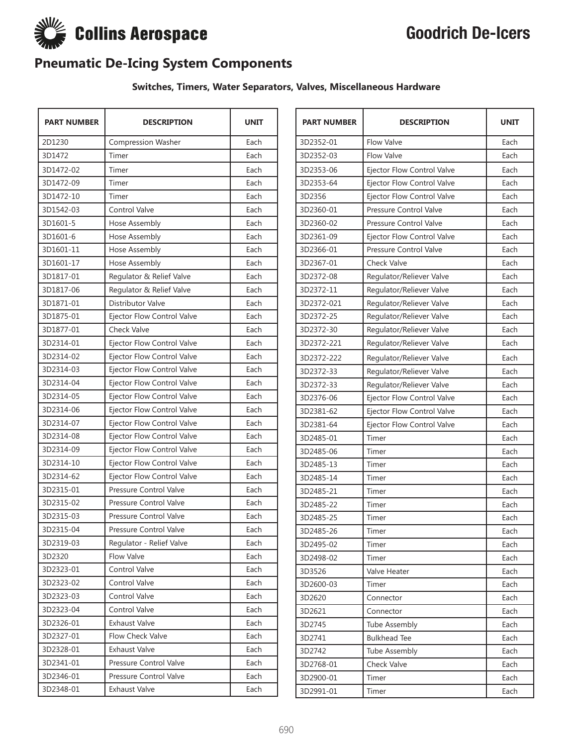Collins Aerospace

# Goodrich De-Icers

## Pneumatic De-Icing System Components

### Switches, Timers, Water Separators, Valves, Miscellaneous Hardware

| PART NUMBER | DESCRIPTION | UNIT |
|---|---|---|
| 2D1230 | Compression Washer | Each |
| 3D1472 | Timer | Each |
| 3D1472-02 | Timer | Each |
| 3D1472-09 | Timer | Each |
| 3D1472-10 | Timer | Each |
| 3D1542-03 | Control Valve | Each |
| 3D1601-5 | Hose Assembly | Each |
| 3D1601-6 | Hose Assembly | Each |
| 3D1601-11 | Hose Assembly | Each |
| 3D1601-17 | Hose Assembly | Each |
| 3D1817-01 | Regulator & Relief Valve | Each |
| 3D1817-06 | Regulator & Relief Valve | Each |
| 3D1871-01 | Distributor Valve | Each |
| 3D1875-01 | Ejector Flow Control Valve | Each |
| 3D1877-01 | Check Valve | Each |
| 3D2314-01 | Ejector Flow Control Valve | Each |
| 3D2314-02 | Ejector Flow Control Valve | Each |
| 3D2314-03 | Ejector Flow Control Valve | Each |
| 3D2314-04 | Ejector Flow Control Valve | Each |
| 3D2314-05 | Ejector Flow Control Valve | Each |
| 3D2314-06 | Ejector Flow Control Valve | Each |
| 3D2314-07 | Ejector Flow Control Valve | Each |
| 3D2314-08 | Ejector Flow Control Valve | Each |
| 3D2314-09 | Ejector Flow Control Valve | Each |
| 3D2314-10 | Ejector Flow Control Valve | Each |
| 3D2314-62 | Ejector Flow Control Valve | Each |
| 3D2315-01 | Pressure Control Valve | Each |
| 3D2315-02 | Pressure Control Valve | Each |
| 3D2315-03 | Pressure Control Valve | Each |
| 3D2315-04 | Pressure Control Valve | Each |
| 3D2319-03 | Regulator - Relief Valve | Each |
| 3D2320 | Flow Valve | Each |
| 3D2323-01 | Control Valve | Each |
| 3D2323-02 | Control Valve | Each |
| 3D2323-03 | Control Valve | Each |
| 3D2323-04 | Control Valve | Each |
| 3D2326-01 | Exhaust Valve | Each |
| 3D2327-01 | Flow Check Valve | Each |
| 3D2328-01 | Exhaust Valve | Each |
| 3D2341-01 | Pressure Control Valve | Each |
| 3D2346-01 | Pressure Control Valve | Each |
| 3D2348-01 | Exhaust Valve | Each |
| 3D2352-01 | Flow Valve | Each |
| 3D2352-03 | Flow Valve | Each |
| 3D2353-06 | Ejector Flow Control Valve | Each |
| 3D2353-64 | Ejector Flow Control Valve | Each |
| 3D2356 | Ejector Flow Control Valve | Each |
| 3D2360-01 | Pressure Control Valve | Each |
| 3D2360-02 | Pressure Control Valve | Each |
| 3D2361-09 | Ejector Flow Control Valve | Each |
| 3D2366-01 | Pressure Control Valve | Each |
| 3D2367-01 | Check Valve | Each |
| 3D2372-08 | Regulator/Reliever Valve | Each |
| 3D2372-11 | Regulator/Reliever Valve | Each |
| 3D2372-021 | Regulator/Reliever Valve | Each |
| 3D2372-25 | Regulator/Reliever Valve | Each |
| 3D2372-30 | Regulator/Reliever Valve | Each |
| 3D2372-221 | Regulator/Reliever Valve | Each |
| 3D2372-222 | Regulator/Reliever Valve | Each |
| 3D2372-33 | Regulator/Reliever Valve | Each |
| 3D2372-33 | Regulator/Reliever Valve | Each |
| 3D2376-06 | Ejector Flow Control Valve | Each |
| 3D2381-62 | Ejector Flow Control Valve | Each |
| 3D2381-64 | Ejector Flow Control Valve | Each |
| 3D2485-01 | Timer | Each |
| 3D2485-06 | Timer | Each |
| 3D2485-13 | Timer | Each |
| 3D2485-14 | Timer | Each |
| 3D2485-21 | Timer | Each |
| 3D2485-22 | Timer | Each |
| 3D2485-25 | Timer | Each |
| 3D2485-26 | Timer | Each |
| 3D2495-02 | Timer | Each |
| 3D2498-02 | Timer | Each |
| 3D3526 | Valve Heater | Each |
| 3D2600-03 | Timer | Each |
| 3D2620 | Connector | Each |
| 3D2621 | Connector | Each |
| 3D2745 | Tube Assembly | Each |
| 3D2741 | Bulkhead Tee | Each |
| 3D2742 | Tube Assembly | Each |
| 3D2768-01 | Check Valve | Each |
| 3D2900-01 | Timer | Each |
| 3D2991-01 | Timer | Each |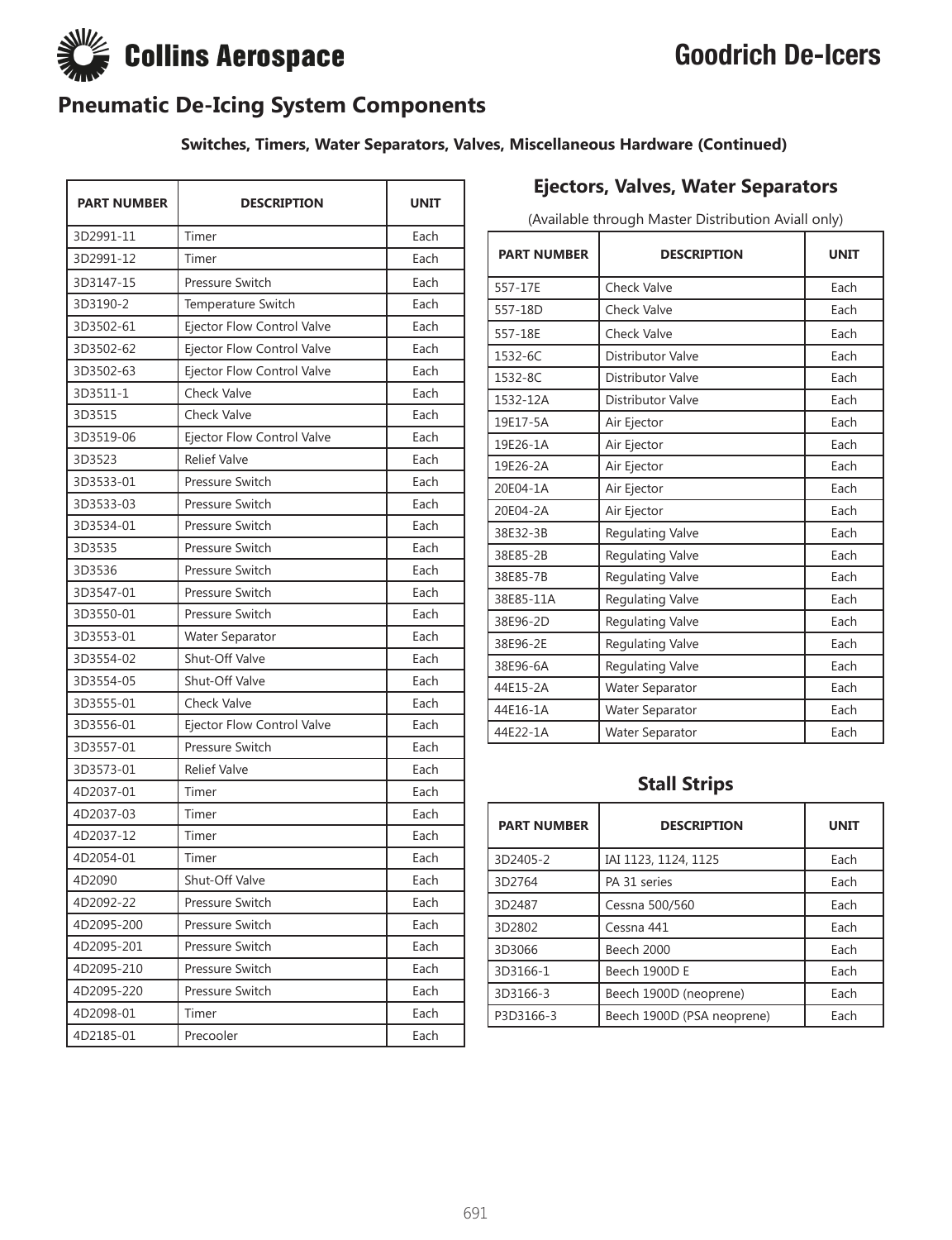# Pneumatic De-Icing System Components

### Switches, Timers, Water Separators, Valves, Miscellaneous Hardware (Continued)

| PART NUMBER | DESCRIPTION | UNIT |
|---|---|---|
| 3D2991-11 | Timer | Each |
| 3D2991-12 | Timer | Each |
| 3D3147-15 | Pressure Switch | Each |
| 3D3190-2 | Temperature Switch | Each |
| 3D3502-61 | Ejector Flow Control Valve | Each |
| 3D3502-62 | Ejector Flow Control Valve | Each |
| 3D3502-63 | Ejector Flow Control Valve | Each |
| 3D3511-1 | Check Valve | Each |
| 3D3515 | Check Valve | Each |
| 3D3519-06 | Ejector Flow Control Valve | Each |
| 3D3523 | Relief Valve | Each |
| 3D3533-01 | Pressure Switch | Each |
| 3D3533-03 | Pressure Switch | Each |
| 3D3534-01 | Pressure Switch | Each |
| 3D3535 | Pressure Switch | Each |
| 3D3536 | Pressure Switch | Each |
| 3D3547-01 | Pressure Switch | Each |
| 3D3550-01 | Pressure Switch | Each |
| 3D3553-01 | Water Separator | Each |
| 3D3554-02 | Shut-Off Valve | Each |
| 3D3554-05 | Shut-Off Valve | Each |
| 3D3555-01 | Check Valve | Each |
| 3D3556-01 | Ejector Flow Control Valve | Each |
| 3D3557-01 | Pressure Switch | Each |
| 3D3573-01 | Relief Valve | Each |
| 4D2037-01 | Timer | Each |
| 4D2037-03 | Timer | Each |
| 4D2037-12 | Timer | Each |
| 4D2054-01 | Timer | Each |
| 4D2090 | Shut-Off Valve | Each |
| 4D2092-22 | Pressure Switch | Each |
| 4D2095-200 | Pressure Switch | Each |
| 4D2095-201 | Pressure Switch | Each |
| 4D2095-210 | Pressure Switch | Each |
| 4D2095-220 | Pressure Switch | Each |
| 4D2098-01 | Timer | Each |
| 4D2185-01 | Precooler | Each |

### Ejectors, Valves, Water Separators

(Available through Master Distribution Aviall only)

| PART NUMBER | DESCRIPTION | UNIT |
|---|---|---|
| 557-17E | Check Valve | Each |
| 557-18D | Check Valve | Each |
| 557-18E | Check Valve | Each |
| 1532-6C | Distributor Valve | Each |
| 1532-8C | Distributor Valve | Each |
| 1532-12A | Distributor Valve | Each |
| 19E17-5A | Air Ejector | Each |
| 19E26-1A | Air Ejector | Each |
| 19E26-2A | Air Ejector | Each |
| 20E04-1A | Air Ejector | Each |
| 20E04-2A | Air Ejector | Each |
| 38E32-3B | Regulating Valve | Each |
| 38E85-2B | Regulating Valve | Each |
| 38E85-7B | Regulating Valve | Each |
| 38E85-11A | Regulating Valve | Each |
| 38E96-2D | Regulating Valve | Each |
| 38E96-2E | Regulating Valve | Each |
| 38E96-6A | Regulating Valve | Each |
| 44E15-2A | Water Separator | Each |
| 44E16-1A | Water Separator | Each |
| 44E22-1A | Water Separator | Each |

### Stall Strips

| PART NUMBER | DESCRIPTION | UNIT |
|---|---|---|
| 3D2405-2 | IAI 1123, 1124, 1125 | Each |
| 3D2764 | PA 31 series | Each |
| 3D2487 | Cessna 500/560 | Each |
| 3D2802 | Cessna 441 | Each |
| 3D3066 | Beech 2000 | Each |
| 3D3166-1 | Beech 1900D E | Each |
| 3D3166-3 | Beech 1900D (neoprene) | Each |
| P3D3166-3 | Beech 1900D (PSA neoprene) | Each |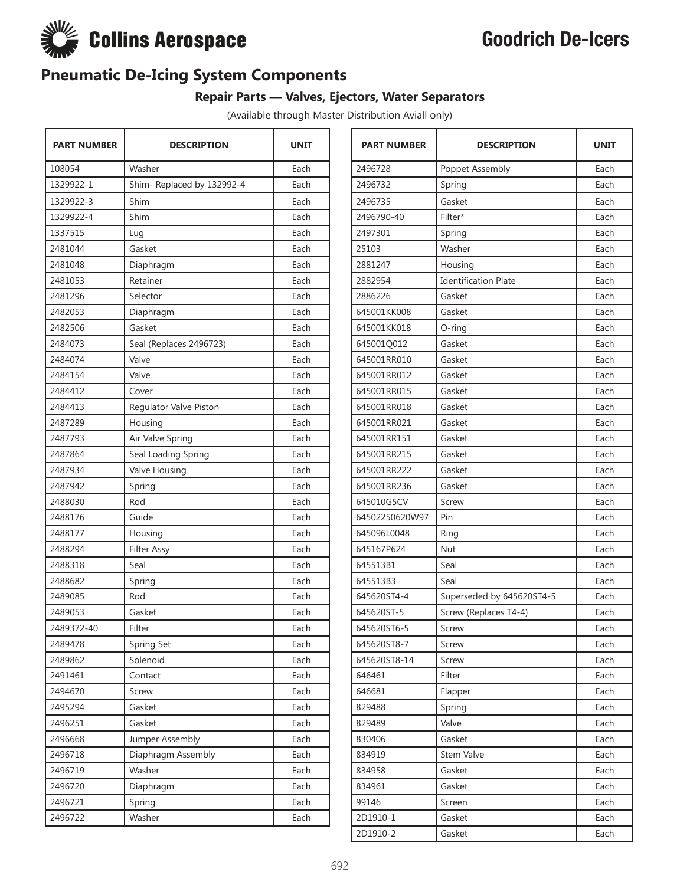Collins Aerospace

Goodrich De-Icers

## Pneumatic De-Icing System Components

### Repair Parts — Valves, Ejectors, Water Separators

(Available through Master Distribution Aviall only)

| PART NUMBER | DESCRIPTION | UNIT |
|---|---|---|
| 108054 | Washer | Each |
| 1329922-1 | Shim- Replaced by 132992-4 | Each |
| 1329922-3 | Shim | Each |
| 1329922-4 | Shim | Each |
| 1337515 | Lug | Each |
| 2481044 | Gasket | Each |
| 2481048 | Diaphragm | Each |
| 2481053 | Retainer | Each |
| 2481296 | Selector | Each |
| 2482053 | Diaphragm | Each |
| 2482506 | Gasket | Each |
| 2484073 | Seal (Replaces 2496723) | Each |
| 2484074 | Valve | Each |
| 2484154 | Valve | Each |
| 2484412 | Cover | Each |
| 2484413 | Regulator Valve Piston | Each |
| 2487289 | Housing | Each |
| 2487793 | Air Valve Spring | Each |
| 2487864 | Seal Loading Spring | Each |
| 2487934 | Valve Housing | Each |
| 2487942 | Spring | Each |
| 2488030 | Rod | Each |
| 2488176 | Guide | Each |
| 2488177 | Housing | Each |
| 2488294 | Filter Assy | Each |
| 2488318 | Seal | Each |
| 2488682 | Spring | Each |
| 2489085 | Rod | Each |
| 2489053 | Gasket | Each |
| 2489372-40 | Filter | Each |
| 2489478 | Spring Set | Each |
| 2489862 | Solenoid | Each |
| 2491461 | Contact | Each |
| 2494670 | Screw | Each |
| 2495294 | Gasket | Each |
| 2496251 | Gasket | Each |
| 2496668 | Jumper Assembly | Each |
| 2496718 | Diaphragm Assembly | Each |
| 2496719 | Washer | Each |
| 2496720 | Diaphragm | Each |
| 2496721 | Spring | Each |
| 2496722 | Washer | Each |
| 2496728 | Poppet Assembly | Each |
| 2496732 | Spring | Each |
| 2496735 | Gasket | Each |
| 2496790-40 | Filter* | Each |
| 2497301 | Spring | Each |
| 25103 | Washer | Each |
| 2881247 | Housing | Each |
| 2882954 | Identification Plate | Each |
| 2886226 | Gasket | Each |
| 645001KK008 | Gasket | Each |
| 645001KK018 | O-ring | Each |
| 645001Q012 | Gasket | Each |
| 645001RR010 | Gasket | Each |
| 645001RR012 | Gasket | Each |
| 645001RR015 | Gasket | Each |
| 645001RR018 | Gasket | Each |
| 645001RR021 | Gasket | Each |
| 645001RR151 | Gasket | Each |
| 645001RR215 | Gasket | Each |
| 645001RR222 | Gasket | Each |
| 645001RR236 | Gasket | Each |
| 645010G5CV | Screw | Each |
| 64502250620W97 | Pin | Each |
| 645096L0048 | Ring | Each |
| 645167P624 | Nut | Each |
| 645513B1 | Seal | Each |
| 645513B3 | Seal | Each |
| 645620ST4-4 | Superseded by 645620ST4-5 | Each |
| 645620ST-5 | Screw (Replaces T4-4) | Each |
| 645620ST6-5 | Screw | Each |
| 645620ST8-7 | Screw | Each |
| 645620ST8-14 | Screw | Each |
| 646461 | Filter | Each |
| 646681 | Flapper | Each |
| 829488 | Spring | Each |
| 829489 | Valve | Each |
| 830406 | Gasket | Each |
| 834919 | Stem Valve | Each |
| 834958 | Gasket | Each |
| 834961 | Gasket | Each |
| 99146 | Screen | Each |
| 2D1910-1 | Gasket | Each |
| 2D1910-2 | Gasket | Each |